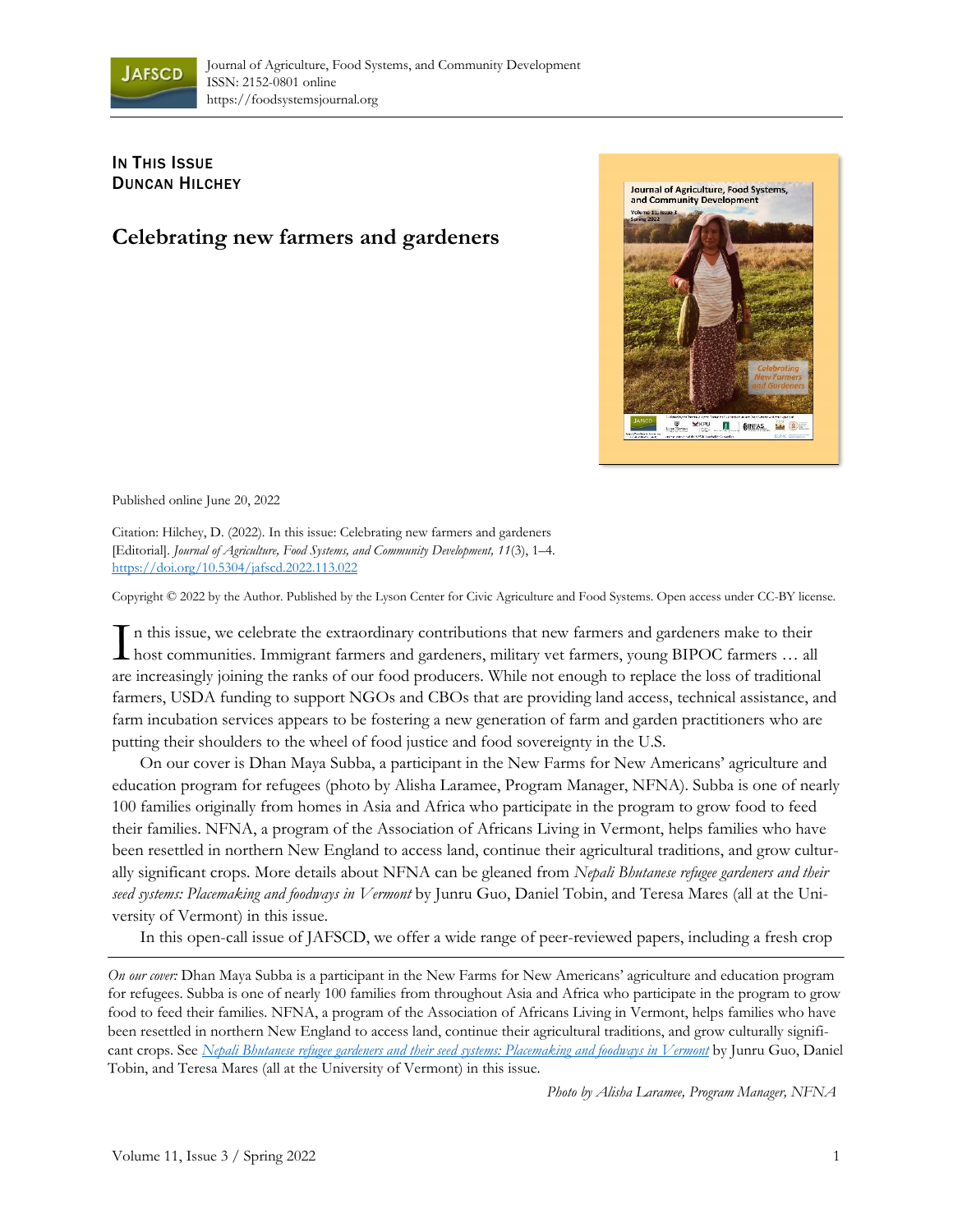Journal of Agriculture, Food Systems, and Community Development
ISSN: 2152-0801 online
https://foodsystemsjournal.org

IN THIS ISSUE
DUNCAN HILCHEY

# Celebrating new farmers and gardeners

Published online June 20, 2022

Citation: Hilchey, D. (2022). In this issue: Celebrating new farmers and gardeners [Editorial]. *Journal of Agriculture, Food Systems, and Community Development, 11*(3), 1–4. https://doi.org/10.5304/jafscd.2022.113.022

Copyright © 2022 by the Author. Published by the Lyson Center for Civic Agriculture and Food Systems. Open access under CC-BY license.

In this issue, we celebrate the extraordinary contributions that new farmers and gardeners make to their host communities. Immigrant farmers and gardeners, military vet farmers, young BIPOC farmers … all are increasingly joining the ranks of our food producers. While not enough to replace the loss of traditional farmers, USDA funding to support NGOs and CBOs that are providing land access, technical assistance, and farm incubation services appears to be fostering a new generation of farm and garden practitioners who are putting their shoulders to the wheel of food justice and food sovereignty in the U.S.

On our cover is Dhan Maya Subba, a participant in the New Farms for New Americans' agriculture and education program for refugees (photo by Alisha Laramee, Program Manager, NFNA). Subba is one of nearly 100 families originally from homes in Asia and Africa who participate in the program to grow food to feed their families. NFNA, a program of the Association of Africans Living in Vermont, helps families who have been resettled in northern New England to access land, continue their agricultural traditions, and grow culturally significant crops. More details about NFNA can be gleaned from *Nepali Bhutanese refugee gardeners and their seed systems: Placemaking and foodways in Vermont* by Junru Guo, Daniel Tobin, and Teresa Mares (all at the University of Vermont) in this issue.

In this open-call issue of JAFSCD, we offer a wide range of peer-reviewed papers, including a fresh crop

---

*On our cover:* Dhan Maya Subba is a participant in the New Farms for New Americans' agriculture and education program for refugees. Subba is one of nearly 100 families from throughout Asia and Africa who participate in the program to grow food to feed their families. NFNA, a program of the Association of Africans Living in Vermont, helps families who have been resettled in northern New England to access land, continue their agricultural traditions, and grow culturally significant crops. See *Nepali Bhutanese refugee gardeners and their seed systems: Placemaking and foodways in Vermont* by Junru Guo, Daniel Tobin, and Teresa Mares (all at the University of Vermont) in this issue.

*Photo by Alisha Laramee, Program Manager, NFNA*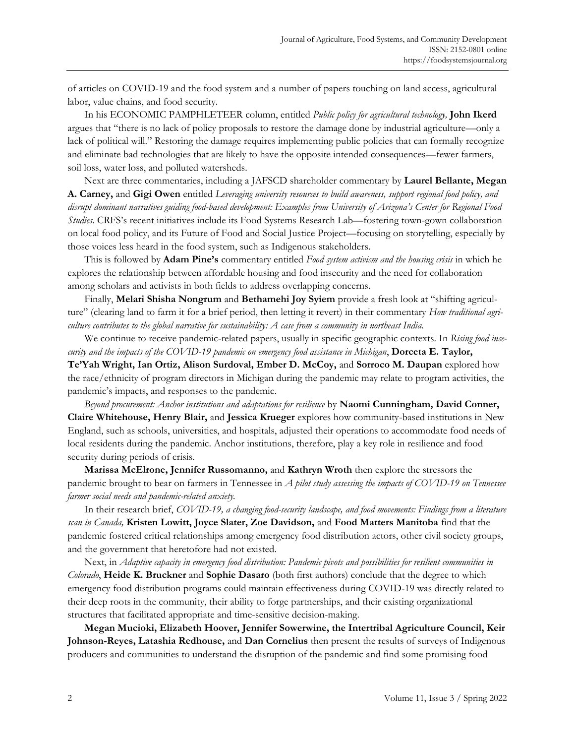of articles on COVID-19 and the food system and a number of papers touching on land access, agricultural labor, value chains, and food security.

In his ECONOMIC PAMPHLETEER column, entitled *Public policy for agricultural technology,* **John Ikerd** argues that "there is no lack of policy proposals to restore the damage done by industrial agriculture—only a lack of political will." Restoring the damage requires implementing public policies that can formally recognize and eliminate bad technologies that are likely to have the opposite intended consequences—fewer farmers, soil loss, water loss, and polluted watersheds.

Next are three commentaries, including a JAFSCD shareholder commentary by **Laurel Bellante, Megan A. Carney,** and **Gigi Owen** entitled *Leveraging university resources to build awareness, support regional food policy, and disrupt dominant narratives guiding food-based development: Examples from University of Arizona's Center for Regional Food Studies.* CRFS's recent initiatives include its Food Systems Research Lab—fostering town-gown collaboration on local food policy, and its Future of Food and Social Justice Project—focusing on storytelling, especially by those voices less heard in the food system, such as Indigenous stakeholders.

This is followed by **Adam Pine's** commentary entitled *Food system activism and the housing crisis* in which he explores the relationship between affordable housing and food insecurity and the need for collaboration among scholars and activists in both fields to address overlapping concerns.

Finally, **Melari Shisha Nongrum** and **Bethamehi Joy Syiem** provide a fresh look at "shifting agriculture" (clearing land to farm it for a brief period, then letting it revert) in their commentary *How traditional agriculture contributes to the global narrative for sustainability: A case from a community in northeast India.*

We continue to receive pandemic-related papers, usually in specific geographic contexts. In *Rising food insecurity and the impacts of the COVID-19 pandemic on emergency food assistance in Michigan*, **Dorceta E. Taylor, Te'Yah Wright, Ian Ortiz, Alison Surdoval, Ember D. McCoy,** and **Sorroco M. Daupan** explored how the race/ethnicity of program directors in Michigan during the pandemic may relate to program activities, the pandemic's impacts, and responses to the pandemic.

*Beyond procurement: Anchor institutions and adaptations for resilience* by **Naomi Cunningham, David Conner, Claire Whitehouse, Henry Blair,** and **Jessica Krueger** explores how community-based institutions in New England, such as schools, universities, and hospitals, adjusted their operations to accommodate food needs of local residents during the pandemic. Anchor institutions, therefore, play a key role in resilience and food security during periods of crisis.

**Marissa McElrone, Jennifer Russomanno,** and **Kathryn Wroth** then explore the stressors the pandemic brought to bear on farmers in Tennessee in *A pilot study assessing the impacts of COVID-19 on Tennessee farmer social needs and pandemic-related anxiety.*

In their research brief, *COVID-19, a changing food-security landscape, and food movements: Findings from a literature scan in Canada,* **Kristen Lowitt, Joyce Slater, Zoe Davidson,** and **Food Matters Manitoba** find that the pandemic fostered critical relationships among emergency food distribution actors, other civil society groups, and the government that heretofore had not existed.

Next, in *Adaptive capacity in emergency food distribution: Pandemic pivots and possibilities for resilient communities in Colorado*, **Heide K. Bruckner** and **Sophie Dasaro** (both first authors) conclude that the degree to which emergency food distribution programs could maintain effectiveness during COVID-19 was directly related to their deep roots in the community, their ability to forge partnerships, and their existing organizational structures that facilitated appropriate and time-sensitive decision-making.

**Megan Mucioki, Elizabeth Hoover, Jennifer Sowerwine, the Intertribal Agriculture Council, Keir Johnson-Reyes, Latashia Redhouse,** and **Dan Cornelius** then present the results of surveys of Indigenous producers and communities to understand the disruption of the pandemic and find some promising food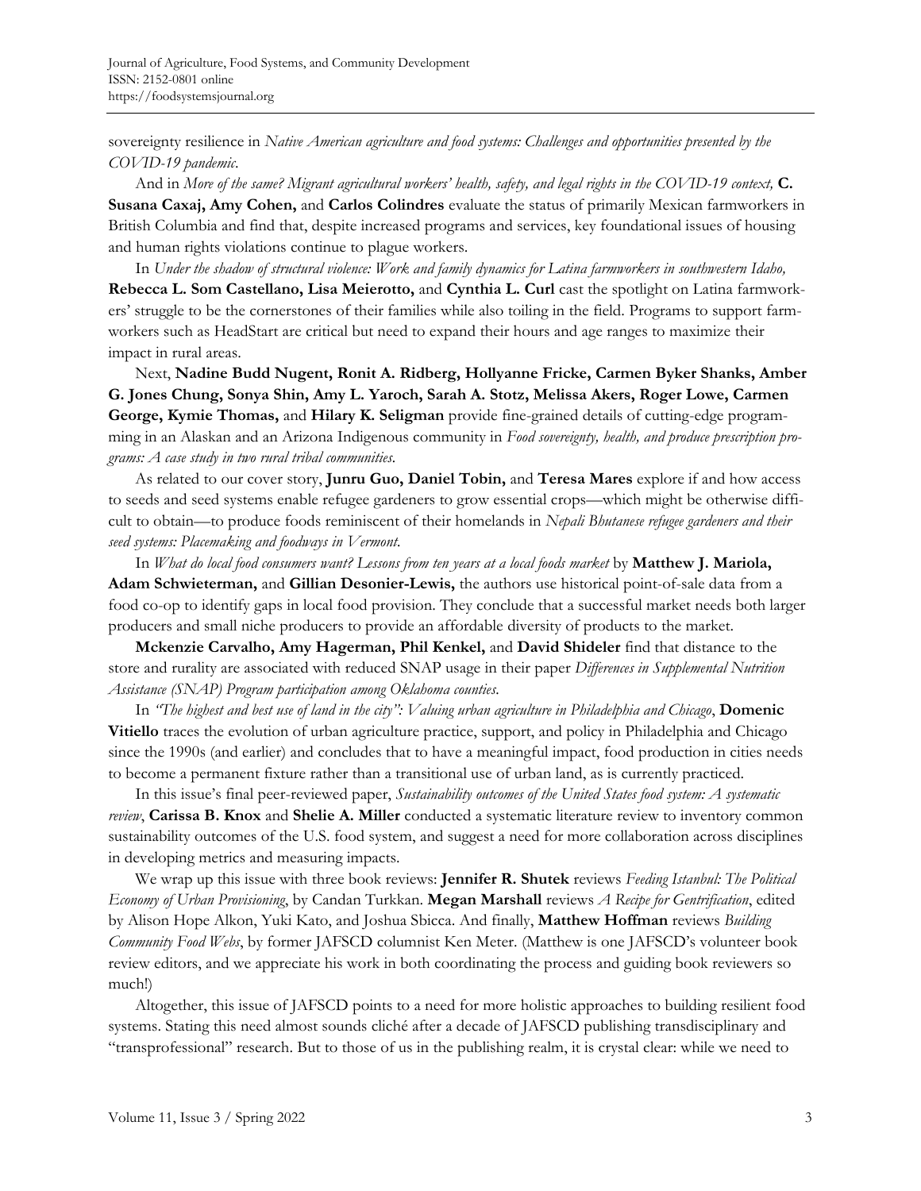sovereignty resilience in *Native American agriculture and food systems: Challenges and opportunities presented by the COVID-19 pandemic*.

And in *More of the same? Migrant agricultural workers' health, safety, and legal rights in the COVID-19 context,* **C. Susana Caxaj, Amy Cohen,** and **Carlos Colindres** evaluate the status of primarily Mexican farmworkers in British Columbia and find that, despite increased programs and services, key foundational issues of housing and human rights violations continue to plague workers.

In *Under the shadow of structural violence: Work and family dynamics for Latina farmworkers in southwestern Idaho,* **Rebecca L. Som Castellano, Lisa Meierotto,** and **Cynthia L. Curl** cast the spotlight on Latina farmworkers' struggle to be the cornerstones of their families while also toiling in the field. Programs to support farmworkers such as HeadStart are critical but need to expand their hours and age ranges to maximize their impact in rural areas.

Next, **Nadine Budd Nugent, Ronit A. Ridberg, Hollyanne Fricke, Carmen Byker Shanks, Amber G. Jones Chung, Sonya Shin, Amy L. Yaroch, Sarah A. Stotz, Melissa Akers, Roger Lowe, Carmen George, Kymie Thomas,** and **Hilary K. Seligman** provide fine-grained details of cutting-edge programming in an Alaskan and an Arizona Indigenous community in *Food sovereignty, health, and produce prescription programs: A case study in two rural tribal communities*.

As related to our cover story, **Junru Guo, Daniel Tobin,** and **Teresa Mares** explore if and how access to seeds and seed systems enable refugee gardeners to grow essential crops—which might be otherwise difficult to obtain—to produce foods reminiscent of their homelands in *Nepali Bhutanese refugee gardeners and their seed systems: Placemaking and foodways in Vermont*.

In *What do local food consumers want? Lessons from ten years at a local foods market* by **Matthew J. Mariola, Adam Schwieterman,** and **Gillian Desonier-Lewis,** the authors use historical point-of-sale data from a food co-op to identify gaps in local food provision. They conclude that a successful market needs both larger producers and small niche producers to provide an affordable diversity of products to the market.

**Mckenzie Carvalho, Amy Hagerman, Phil Kenkel,** and **David Shideler** find that distance to the store and rurality are associated with reduced SNAP usage in their paper *Differences in Supplemental Nutrition Assistance (SNAP) Program participation among Oklahoma counties*.

In *"The highest and best use of land in the city": Valuing urban agriculture in Philadelphia and Chicago*, **Domenic Vitiello** traces the evolution of urban agriculture practice, support, and policy in Philadelphia and Chicago since the 1990s (and earlier) and concludes that to have a meaningful impact, food production in cities needs to become a permanent fixture rather than a transitional use of urban land, as is currently practiced.

In this issue's final peer-reviewed paper, *Sustainability outcomes of the United States food system: A systematic review*, **Carissa B. Knox** and **Shelie A. Miller** conducted a systematic literature review to inventory common sustainability outcomes of the U.S. food system, and suggest a need for more collaboration across disciplines in developing metrics and measuring impacts.

We wrap up this issue with three book reviews: **Jennifer R. Shutek** reviews *Feeding Istanbul: The Political Economy of Urban Provisioning*, by Candan Turkkan. **Megan Marshall** reviews *A Recipe for Gentrification*, edited by Alison Hope Alkon, Yuki Kato, and Joshua Sbicca. And finally, **Matthew Hoffman** reviews *Building Community Food Webs*, by former JAFSCD columnist Ken Meter. (Matthew is one JAFSCD's volunteer book review editors, and we appreciate his work in both coordinating the process and guiding book reviewers so much!)

Altogether, this issue of JAFSCD points to a need for more holistic approaches to building resilient food systems. Stating this need almost sounds cliché after a decade of JAFSCD publishing transdisciplinary and "transprofessional" research. But to those of us in the publishing realm, it is crystal clear: while we need to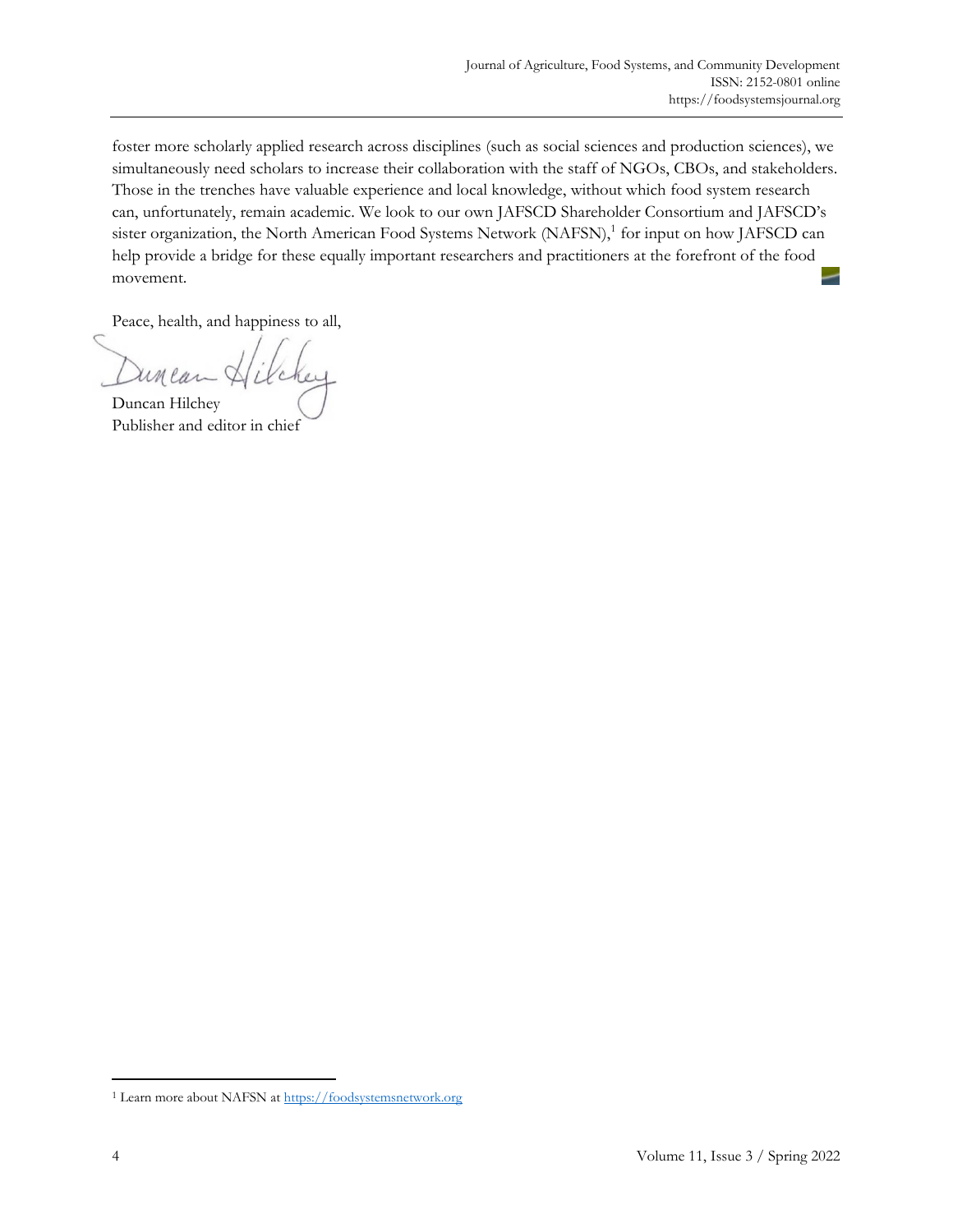foster more scholarly applied research across disciplines (such as social sciences and production sciences), we simultaneously need scholars to increase their collaboration with the staff of NGOs, CBOs, and stakeholders. Those in the trenches have valuable experience and local knowledge, without which food system research can, unfortunately, remain academic. We look to our own JAFSCD Shareholder Consortium and JAFSCD's sister organization, the North American Food Systems Network (NAFSN),[1] for input on how JAFSCD can help provide a bridge for these equally important researchers and practitioners at the forefront of the food movement.

Peace, health, and happiness to all,

Duncan Hilchey
Publisher and editor in chief

---

[1] Learn more about NAFSN at [https://foodsystemsnetwork.org](https://foodsystemsnetwork.org)